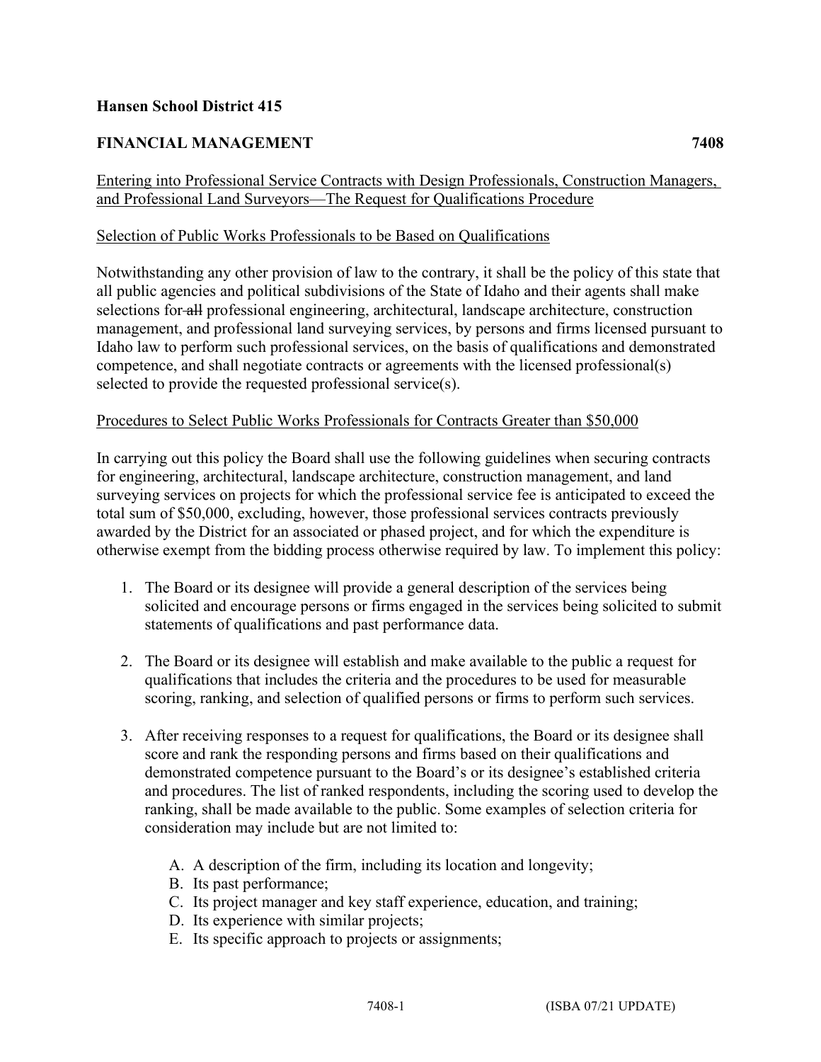**Hansen School District 415**

**FINANCIAL MANAGEMENT** **7408**

Entering into Professional Service Contracts with Design Professionals, Construction Managers, and Professional Land Surveyors—The Request for Qualifications Procedure

Selection of Public Works Professionals to be Based on Qualifications

Notwithstanding any other provision of law to the contrary, it shall be the policy of this state that all public agencies and political subdivisions of the State of Idaho and their agents shall make selections for ~~all~~ professional engineering, architectural, landscape architecture, construction management, and professional land surveying services, by persons and firms licensed pursuant to Idaho law to perform such professional services, on the basis of qualifications and demonstrated competence, and shall negotiate contracts or agreements with the licensed professional(s) selected to provide the requested professional service(s).

Procedures to Select Public Works Professionals for Contracts Greater than $50,000

In carrying out this policy the Board shall use the following guidelines when securing contracts for engineering, architectural, landscape architecture, construction management, and land surveying services on projects for which the professional service fee is anticipated to exceed the total sum of $50,000, excluding, however, those professional services contracts previously awarded by the District for an associated or phased project, and for which the expenditure is otherwise exempt from the bidding process otherwise required by law. To implement this policy:

1. The Board or its designee will provide a general description of the services being solicited and encourage persons or firms engaged in the services being solicited to submit statements of qualifications and past performance data.

2. The Board or its designee will establish and make available to the public a request for qualifications that includes the criteria and the procedures to be used for measurable scoring, ranking, and selection of qualified persons or firms to perform such services.

3. After receiving responses to a request for qualifications, the Board or its designee shall score and rank the responding persons and firms based on their qualifications and demonstrated competence pursuant to the Board's or its designee's established criteria and procedures. The list of ranked respondents, including the scoring used to develop the ranking, shall be made available to the public. Some examples of selection criteria for consideration may include but are not limited to:

    A. A description of the firm, including its location and longevity;
    B. Its past performance;
    C. Its project manager and key staff experience, education, and training;
    D. Its experience with similar projects;
    E. Its specific approach to projects or assignments;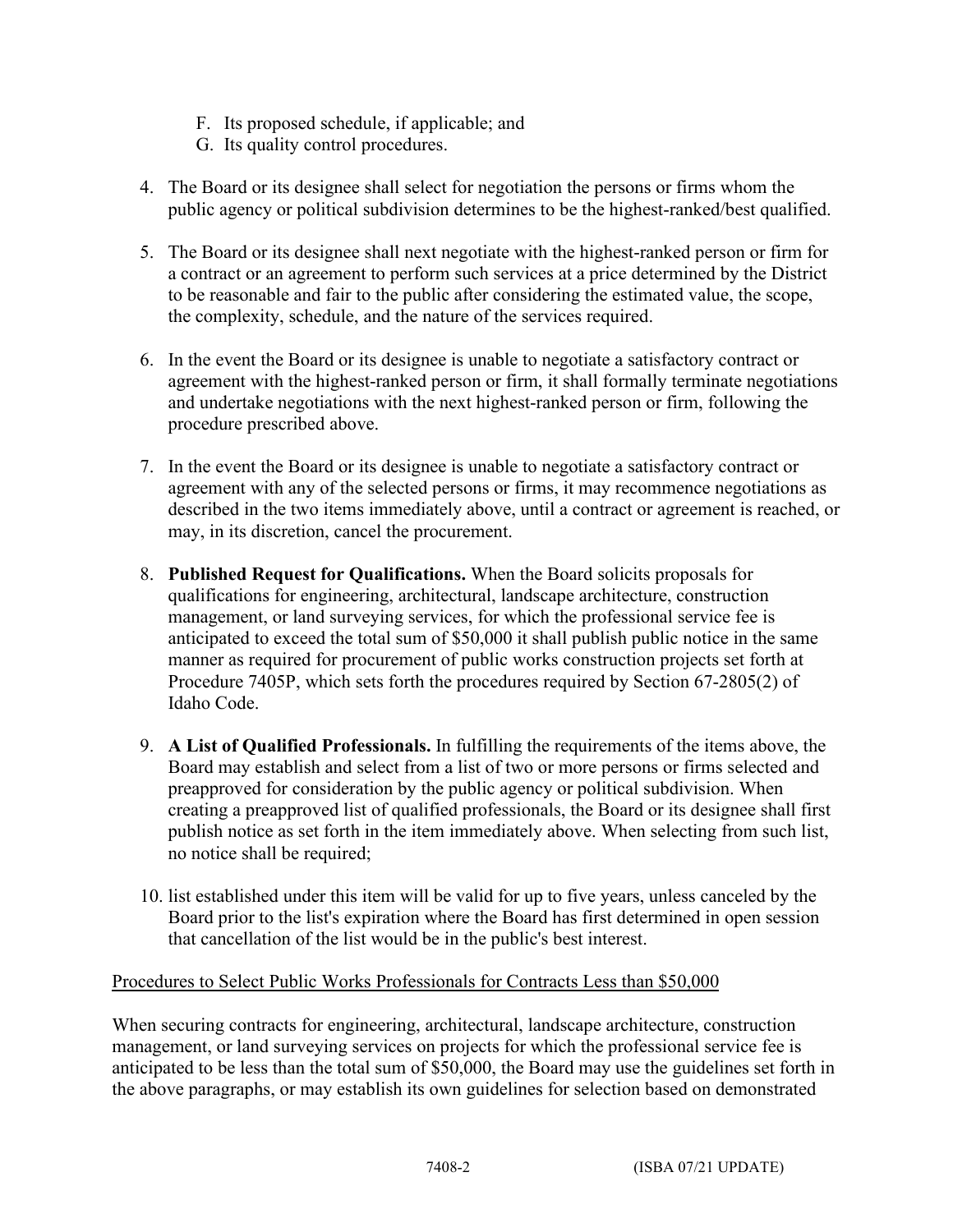F. Its proposed schedule, if applicable; and
   G. Its quality control procedures.

4. The Board or its designee shall select for negotiation the persons or firms whom the public agency or political subdivision determines to be the highest-ranked/best qualified.

5. The Board or its designee shall next negotiate with the highest-ranked person or firm for a contract or an agreement to perform such services at a price determined by the District to be reasonable and fair to the public after considering the estimated value, the scope, the complexity, schedule, and the nature of the services required.

6. In the event the Board or its designee is unable to negotiate a satisfactory contract or agreement with the highest-ranked person or firm, it shall formally terminate negotiations and undertake negotiations with the next highest-ranked person or firm, following the procedure prescribed above.

7. In the event the Board or its designee is unable to negotiate a satisfactory contract or agreement with any of the selected persons or firms, it may recommence negotiations as described in the two items immediately above, until a contract or agreement is reached, or may, in its discretion, cancel the procurement.

8. **Published Request for Qualifications.** When the Board solicits proposals for qualifications for engineering, architectural, landscape architecture, construction management, or land surveying services, for which the professional service fee is anticipated to exceed the total sum of $50,000 it shall publish public notice in the same manner as required for procurement of public works construction projects set forth at Procedure 7405P, which sets forth the procedures required by Section 67-2805(2) of Idaho Code.

9. **A List of Qualified Professionals.** In fulfilling the requirements of the items above, the Board may establish and select from a list of two or more persons or firms selected and preapproved for consideration by the public agency or political subdivision. When creating a preapproved list of qualified professionals, the Board or its designee shall first publish notice as set forth in the item immediately above. When selecting from such list, no notice shall be required;

10. list established under this item will be valid for up to five years, unless canceled by the Board prior to the list's expiration where the Board has first determined in open session that cancellation of the list would be in the public's best interest.

<u>Procedures to Select Public Works Professionals for Contracts Less than $50,000</u>

When securing contracts for engineering, architectural, landscape architecture, construction management, or land surveying services on projects for which the professional service fee is anticipated to be less than the total sum of $50,000, the Board may use the guidelines set forth in the above paragraphs, or may establish its own guidelines for selection based on demonstrated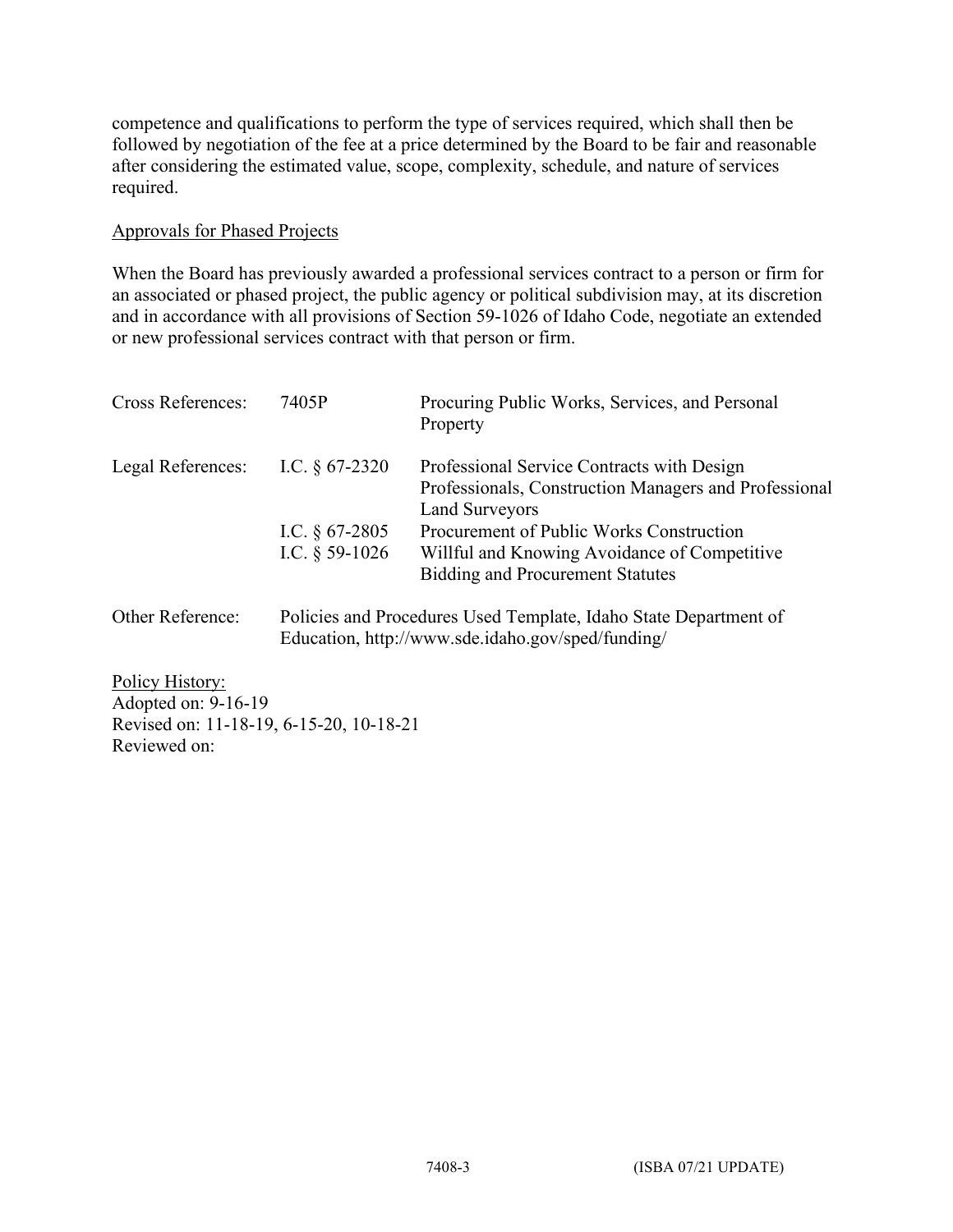competence and qualifications to perform the type of services required, which shall then be followed by negotiation of the fee at a price determined by the Board to be fair and reasonable after considering the estimated value, scope, complexity, schedule, and nature of services required.

Approvals for Phased Projects

When the Board has previously awarded a professional services contract to a person or firm for an associated or phased project, the public agency or political subdivision may, at its discretion and in accordance with all provisions of Section 59-1026 of Idaho Code, negotiate an extended or new professional services contract with that person or firm.

| | | |
|---|---|---|
| Cross References: | 7405P | Procuring Public Works, Services, and Personal Property |
| Legal References: | I.C. § 67-2320 | Professional Service Contracts with Design Professionals, Construction Managers and Professional Land Surveyors |
| | I.C. § 67-2805 | Procurement of Public Works Construction |
| | I.C. § 59-1026 | Willful and Knowing Avoidance of Competitive Bidding and Procurement Statutes |
| Other Reference: | Policies and Procedures Used Template, Idaho State Department of Education, http://www.sde.idaho.gov/sped/funding/ | |

Policy History:
Adopted on: 9-16-19
Revised on: 11-18-19, 6-15-20, 10-18-21
Reviewed on: